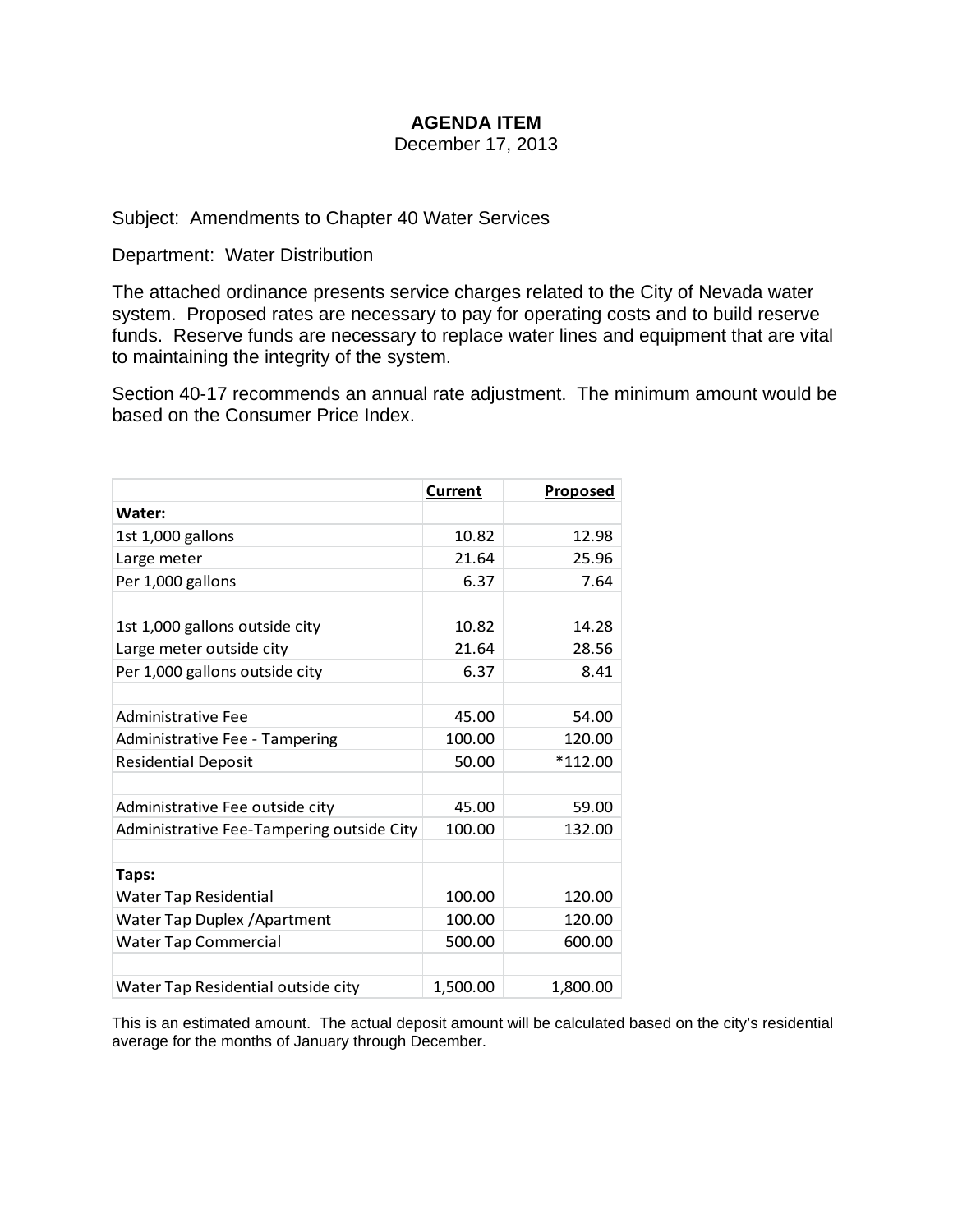**AGENDA ITEM**

December 17, 2013

Subject: Amendments to Chapter 40 Water Services

Department: Water Distribution

The attached ordinance presents service charges related to the City of Nevada water system. Proposed rates are necessary to pay for operating costs and to build reserve funds. Reserve funds are necessary to replace water lines and equipment that are vital to maintaining the integrity of the system.

Section 40-17 recommends an annual rate adjustment. The minimum amount would be based on the Consumer Price Index.

| | Current | | Proposed |
|---|---|---|---|
| **Water:** | | | |
| 1st 1,000 gallons | 10.82 | | 12.98 |
| Large meter | 21.64 | | 25.96 |
| Per 1,000 gallons | 6.37 | | 7.64 |
| | | | |
| 1st 1,000 gallons outside city | 10.82 | | 14.28 |
| Large meter outside city | 21.64 | | 28.56 |
| Per 1,000 gallons outside city | 6.37 | | 8.41 |
| | | | |
| Administrative Fee | 45.00 | | 54.00 |
| Administrative Fee - Tampering | 100.00 | | 120.00 |
| Residential Deposit | 50.00 | | *112.00 |
| | | | |
| Administrative Fee outside city | 45.00 | | 59.00 |
| Administrative Fee-Tampering outside City | 100.00 | | 132.00 |
| | | | |
| **Taps:** | | | |
| Water Tap Residential | 100.00 | | 120.00 |
| Water Tap Duplex /Apartment | 100.00 | | 120.00 |
| Water Tap Commercial | 500.00 | | 600.00 |
| | | | |
| Water Tap Residential outside city | 1,500.00 | | 1,800.00 |

This is an estimated amount. The actual deposit amount will be calculated based on the city's residential average for the months of January through December.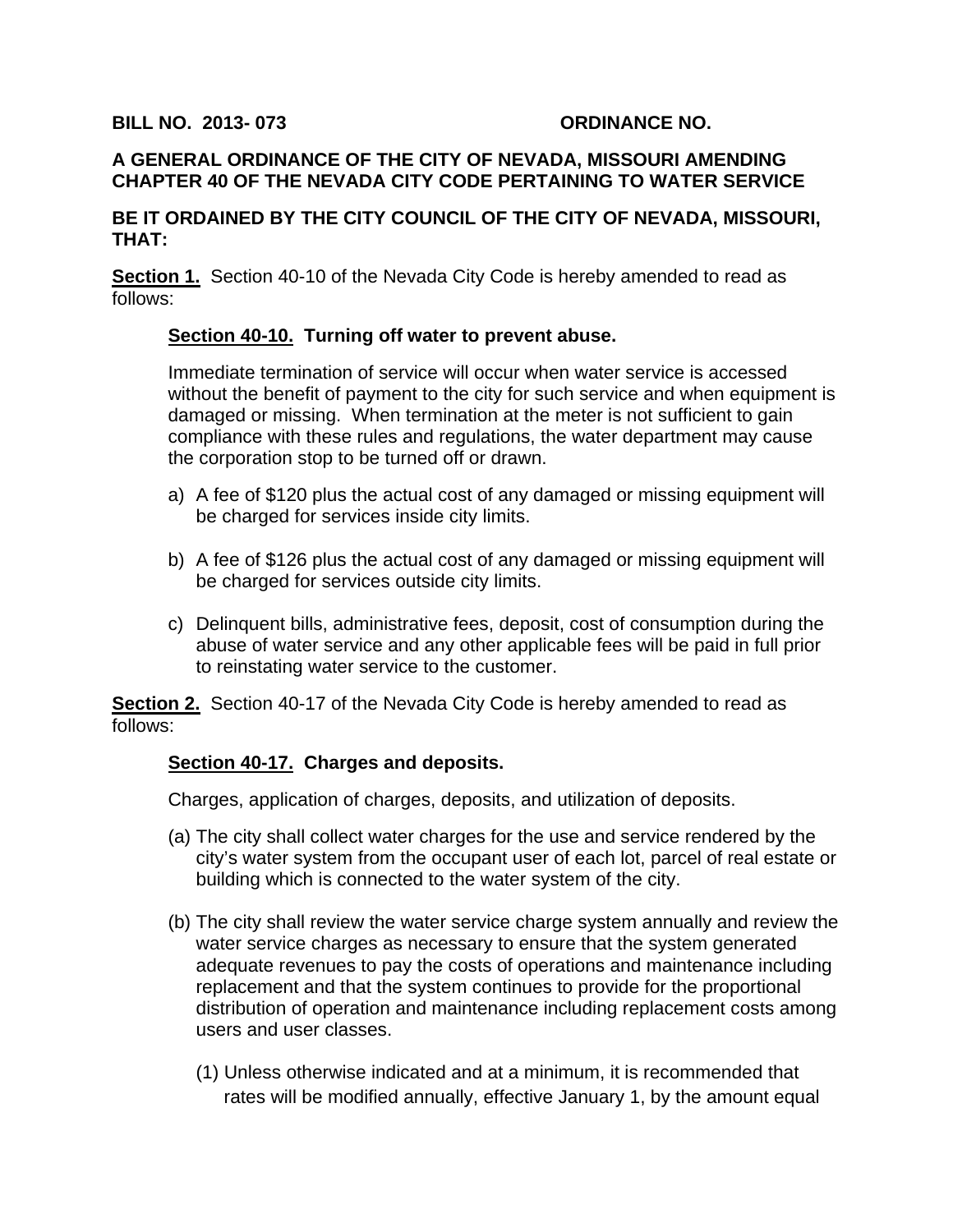**BILL NO. 2013- 073** **ORDINANCE NO.**

**A GENERAL ORDINANCE OF THE CITY OF NEVADA, MISSOURI AMENDING CHAPTER 40 OF THE NEVADA CITY CODE PERTAINING TO WATER SERVICE**

**BE IT ORDAINED BY THE CITY COUNCIL OF THE CITY OF NEVADA, MISSOURI, THAT:**

**Section 1.** Section 40-10 of the Nevada City Code is hereby amended to read as follows:

**Section 40-10. Turning off water to prevent abuse.**

Immediate termination of service will occur when water service is accessed without the benefit of payment to the city for such service and when equipment is damaged or missing. When termination at the meter is not sufficient to gain compliance with these rules and regulations, the water department may cause the corporation stop to be turned off or drawn.

a) A fee of $120 plus the actual cost of any damaged or missing equipment will be charged for services inside city limits.

b) A fee of $126 plus the actual cost of any damaged or missing equipment will be charged for services outside city limits.

c) Delinquent bills, administrative fees, deposit, cost of consumption during the abuse of water service and any other applicable fees will be paid in full prior to reinstating water service to the customer.

**Section 2.** Section 40-17 of the Nevada City Code is hereby amended to read as follows:

**Section 40-17. Charges and deposits.**

Charges, application of charges, deposits, and utilization of deposits.

(a) The city shall collect water charges for the use and service rendered by the city's water system from the occupant user of each lot, parcel of real estate or building which is connected to the water system of the city.

(b) The city shall review the water service charge system annually and review the water service charges as necessary to ensure that the system generated adequate revenues to pay the costs of operations and maintenance including replacement and that the system continues to provide for the proportional distribution of operation and maintenance including replacement costs among users and user classes.

   (1) Unless otherwise indicated and at a minimum, it is recommended that rates will be modified annually, effective January 1, by the amount equal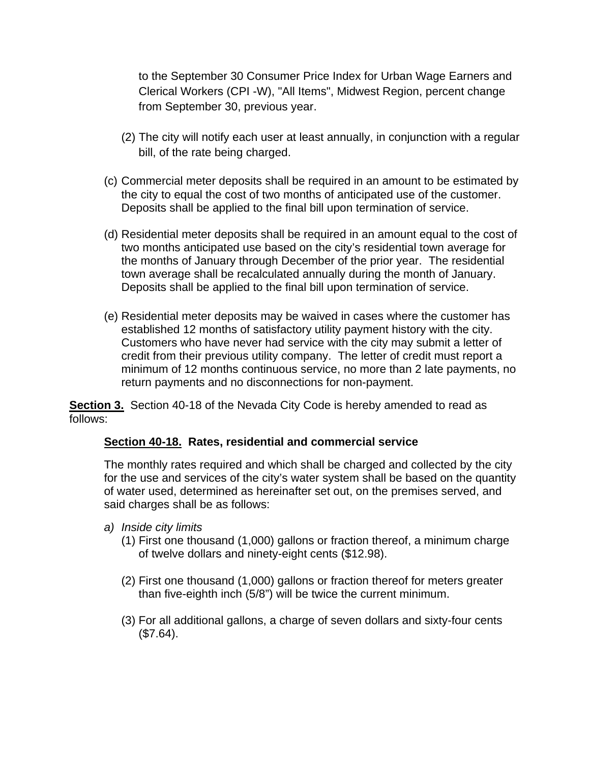to the September 30 Consumer Price Index for Urban Wage Earners and Clerical Workers (CPI -W), "All Items", Midwest Region, percent change from September 30, previous year.

(2) The city will notify each user at least annually, in conjunction with a regular bill, of the rate being charged.

(c) Commercial meter deposits shall be required in an amount to be estimated by the city to equal the cost of two months of anticipated use of the customer. Deposits shall be applied to the final bill upon termination of service.

(d) Residential meter deposits shall be required in an amount equal to the cost of two months anticipated use based on the city's residential town average for the months of January through December of the prior year. The residential town average shall be recalculated annually during the month of January. Deposits shall be applied to the final bill upon termination of service.

(e) Residential meter deposits may be waived in cases where the customer has established 12 months of satisfactory utility payment history with the city. Customers who have never had service with the city may submit a letter of credit from their previous utility company. The letter of credit must report a minimum of 12 months continuous service, no more than 2 late payments, no return payments and no disconnections for non-payment.

**Section 3.** Section 40-18 of the Nevada City Code is hereby amended to read as follows:

**Section 40-18. Rates, residential and commercial service**

The monthly rates required and which shall be charged and collected by the city for the use and services of the city's water system shall be based on the quantity of water used, determined as hereinafter set out, on the premises served, and said charges shall be as follows:

*a) Inside city limits*

(1) First one thousand (1,000) gallons or fraction thereof, a minimum charge of twelve dollars and ninety-eight cents ($12.98).

(2) First one thousand (1,000) gallons or fraction thereof for meters greater than five-eighth inch (5/8") will be twice the current minimum.

(3) For all additional gallons, a charge of seven dollars and sixty-four cents ($7.64).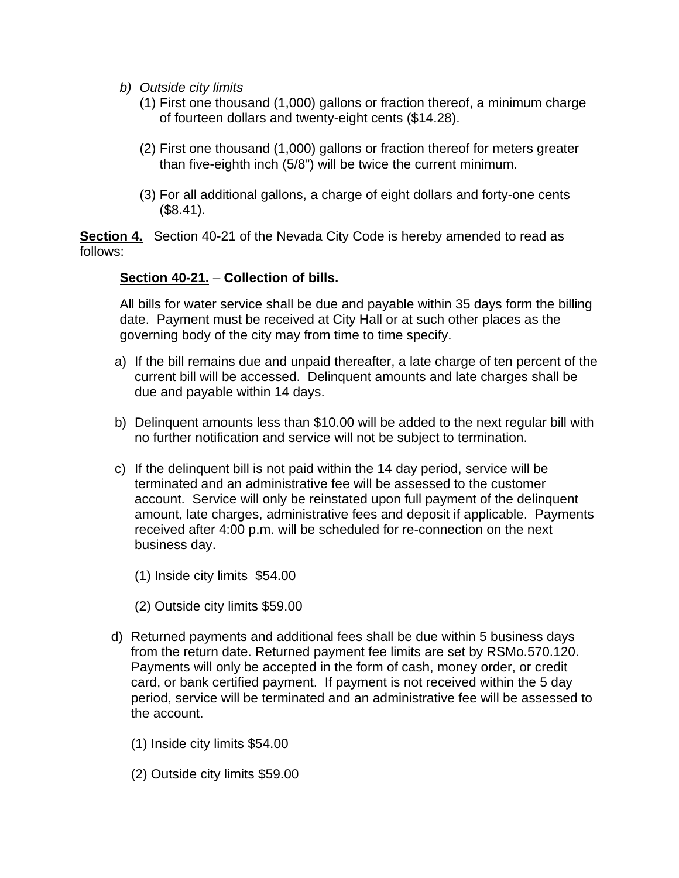*b) Outside city limits*

(1) First one thousand (1,000) gallons or fraction thereof, a minimum charge of fourteen dollars and twenty-eight cents ($14.28).

(2) First one thousand (1,000) gallons or fraction thereof for meters greater than five-eighth inch (5/8") will be twice the current minimum.

(3) For all additional gallons, a charge of eight dollars and forty-one cents ($8.41).

**Section 4.** Section 40-21 of the Nevada City Code is hereby amended to read as follows:

**Section 40-21. – Collection of bills.**

All bills for water service shall be due and payable within 35 days form the billing date. Payment must be received at City Hall or at such other places as the governing body of the city may from time to time specify.

a) If the bill remains due and unpaid thereafter, a late charge of ten percent of the current bill will be accessed. Delinquent amounts and late charges shall be due and payable within 14 days.

b) Delinquent amounts less than $10.00 will be added to the next regular bill with no further notification and service will not be subject to termination.

c) If the delinquent bill is not paid within the 14 day period, service will be terminated and an administrative fee will be assessed to the customer account. Service will only be reinstated upon full payment of the delinquent amount, late charges, administrative fees and deposit if applicable. Payments received after 4:00 p.m. will be scheduled for re-connection on the next business day.

(1) Inside city limits $54.00

(2) Outside city limits $59.00

d) Returned payments and additional fees shall be due within 5 business days from the return date. Returned payment fee limits are set by RSMo.570.120. Payments will only be accepted in the form of cash, money order, or credit card, or bank certified payment. If payment is not received within the 5 day period, service will be terminated and an administrative fee will be assessed to the account.

(1) Inside city limits $54.00

(2) Outside city limits $59.00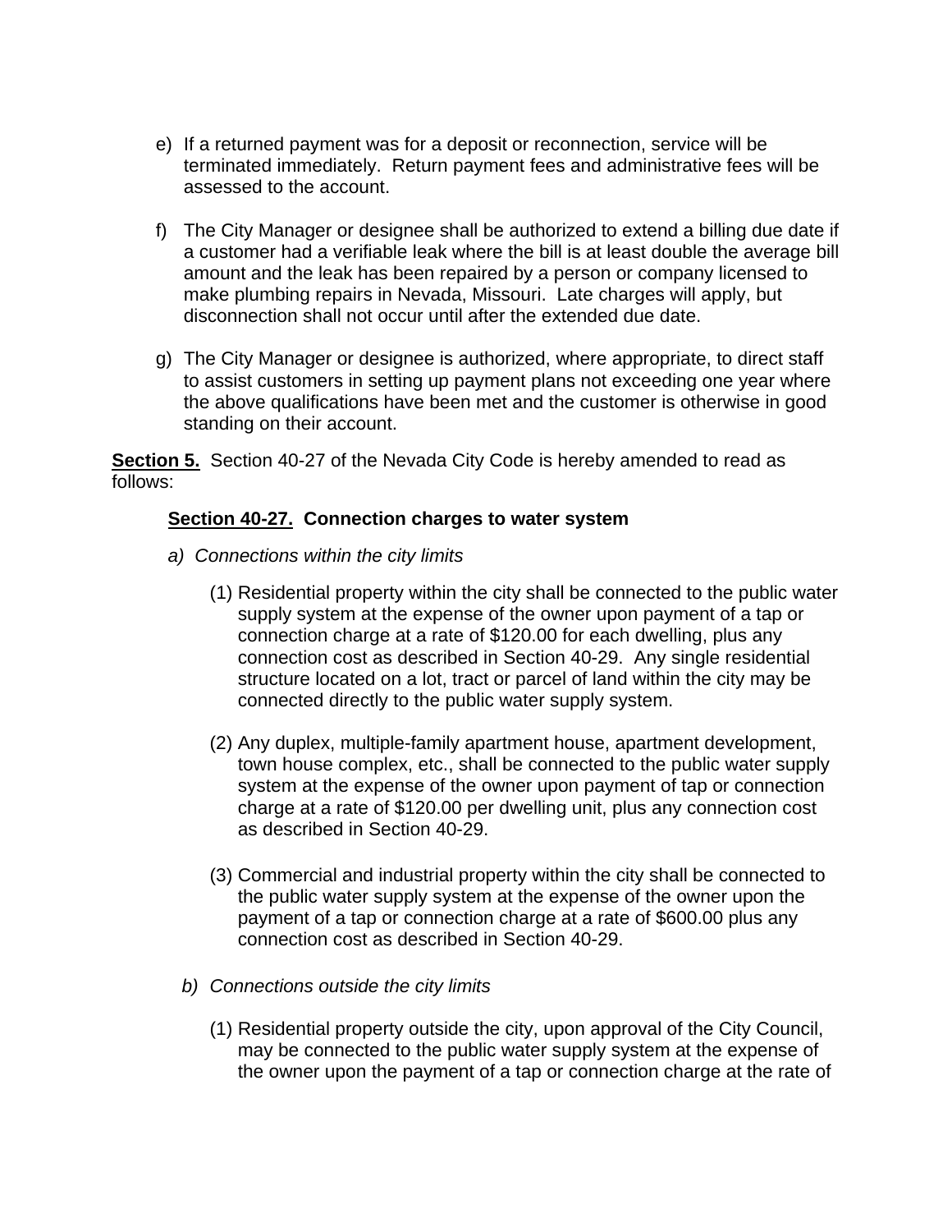e) If a returned payment was for a deposit or reconnection, service will be terminated immediately. Return payment fees and administrative fees will be assessed to the account.

f) The City Manager or designee shall be authorized to extend a billing due date if a customer had a verifiable leak where the bill is at least double the average bill amount and the leak has been repaired by a person or company licensed to make plumbing repairs in Nevada, Missouri. Late charges will apply, but disconnection shall not occur until after the extended due date.

g) The City Manager or designee is authorized, where appropriate, to direct staff to assist customers in setting up payment plans not exceeding one year where the above qualifications have been met and the customer is otherwise in good standing on their account.

**Section 5.** Section 40-27 of the Nevada City Code is hereby amended to read as follows:

**Section 40-27. Connection charges to water system**

*a) Connections within the city limits*

(1) Residential property within the city shall be connected to the public water supply system at the expense of the owner upon payment of a tap or connection charge at a rate of $120.00 for each dwelling, plus any connection cost as described in Section 40-29. Any single residential structure located on a lot, tract or parcel of land within the city may be connected directly to the public water supply system.

(2) Any duplex, multiple-family apartment house, apartment development, town house complex, etc., shall be connected to the public water supply system at the expense of the owner upon payment of tap or connection charge at a rate of $120.00 per dwelling unit, plus any connection cost as described in Section 40-29.

(3) Commercial and industrial property within the city shall be connected to the public water supply system at the expense of the owner upon the payment of a tap or connection charge at a rate of $600.00 plus any connection cost as described in Section 40-29.

*b) Connections outside the city limits*

(1) Residential property outside the city, upon approval of the City Council, may be connected to the public water supply system at the expense of the owner upon the payment of a tap or connection charge at the rate of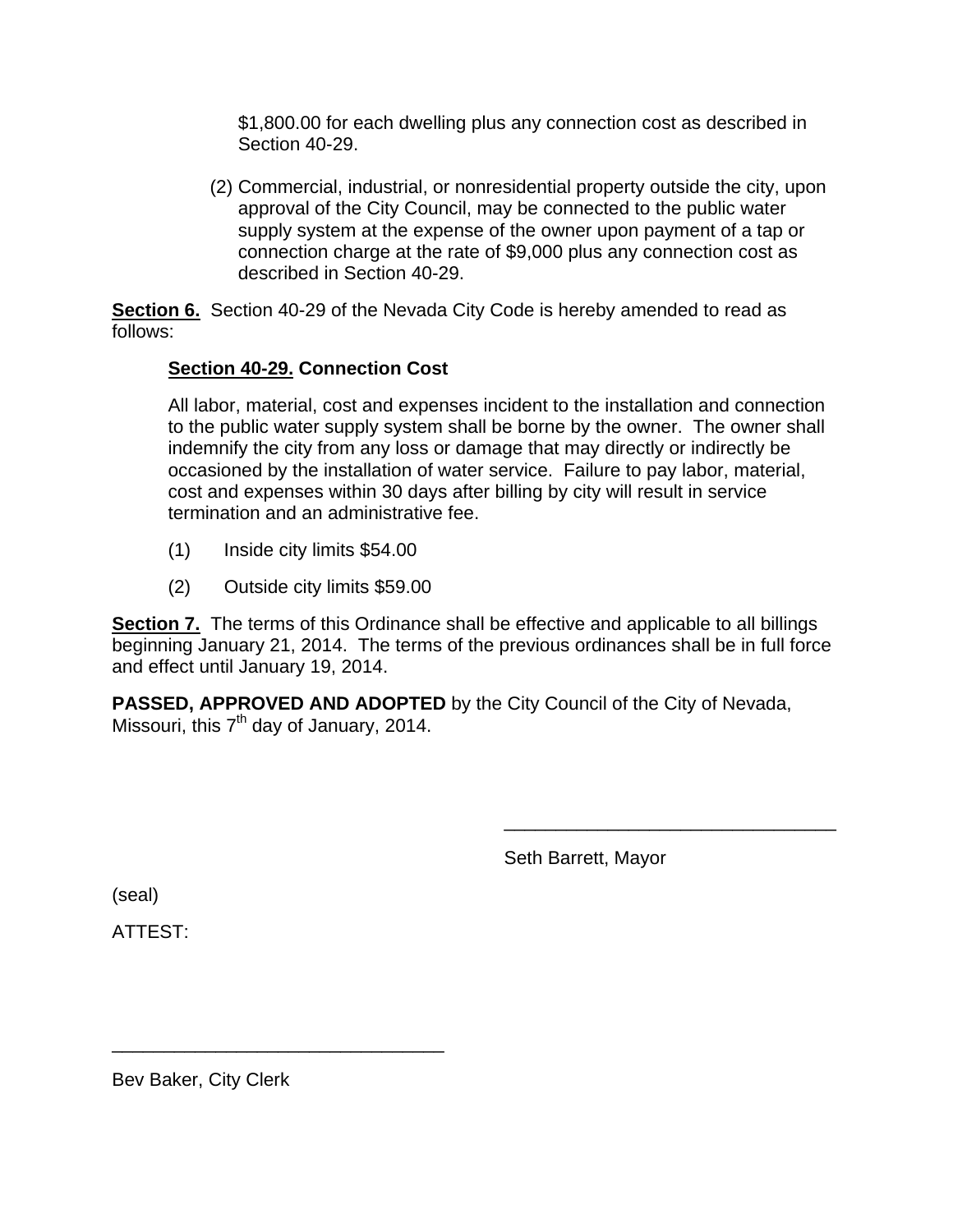$1,800.00 for each dwelling plus any connection cost as described in Section 40-29.

(2) Commercial, industrial, or nonresidential property outside the city, upon approval of the City Council, may be connected to the public water supply system at the expense of the owner upon payment of a tap or connection charge at the rate of $9,000 plus any connection cost as described in Section 40-29.

**Section 6.** Section 40-29 of the Nevada City Code is hereby amended to read as follows:

**Section 40-29. Connection Cost**

All labor, material, cost and expenses incident to the installation and connection to the public water supply system shall be borne by the owner. The owner shall indemnify the city from any loss or damage that may directly or indirectly be occasioned by the installation of water service. Failure to pay labor, material, cost and expenses within 30 days after billing by city will result in service termination and an administrative fee.

(1) Inside city limits $54.00

(2) Outside city limits $59.00

**Section 7.** The terms of this Ordinance shall be effective and applicable to all billings beginning January 21, 2014. The terms of the previous ordinances shall be in full force and effect until January 19, 2014.

**PASSED, APPROVED AND ADOPTED** by the City Council of the City of Nevada, Missouri, this 7th day of January, 2014.

\_\_\_\_\_\_\_\_\_\_\_\_\_\_\_\_\_\_\_\_\_\_\_\_\_\_\_\_\_\_\_\_

Seth Barrett, Mayor

(seal)

ATTEST:

\_\_\_\_\_\_\_\_\_\_\_\_\_\_\_\_\_\_\_\_\_\_\_\_\_\_\_\_\_\_\_\_

Bev Baker, City Clerk